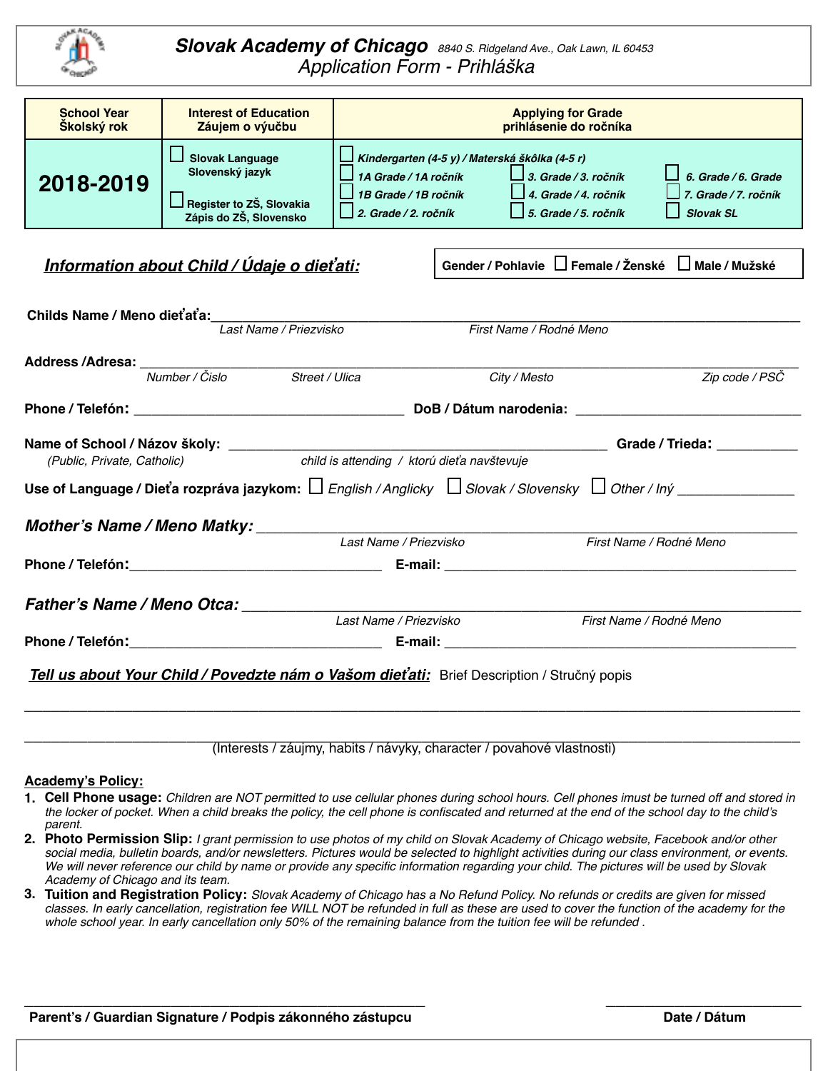# Slovak Academy of Chicago

8840 S. Ridgeland Ave., Oak Lawn, IL 60453

## Application Form - Prihláška

| School Year<br>Školský rok | Interest of Education<br>Záujem o výučbu | Applying for Grade<br>prihlásenie do ročníka | | |
|---|---|---|---|---|
| **2018-2019** | ☐ Slovak Language<br>Slovenský jazyk<br><br>☐ Register to ZŠ, Slovakia<br>Zápis do ZŠ, Slovensko | ☐ *Kindergarten (4-5 y) / Materská škôlka (4-5 r)*<br>☐ *1A Grade / 1A ročník*<br>☐ *1B Grade / 1B ročník*<br>☐ *2. Grade / 2. ročník* | ☐ *3. Grade / 3. ročník*<br>☐ *4. Grade / 4. ročník*<br>☐ *5. Grade / 5. ročník* | ☐ *6. Grade / 6. Grade*<br>☐ *7. Grade / 7. ročník*<br>☐ *Slovak SL* |

## *Information about Child / Údaje o dieťati:*

**Gender / Pohlavie** ☐ **Female / Ženské** ☐ **Male / Mužské**

**Childs Name / Meno dieťaťa:** ____________________________________________
*Last Name / Priezvisko* *First Name / Rodné Meno*

**Address /Adresa:** ____________________________________________
*Number / Čislo* *Street / Ulica* *City / Mesto* *Zip code / PSČ*

**Phone / Telefón:** ______________________ **DoB / Dátum narodenia:** ______________________

**Name of School / Názov školy:** ______________________ **Grade / Trieda:** __________
*(Public, Private, Catholic)* *child is attending / ktorú dieťa navštevuje*

**Use of Language / Dieťa rozpráva jazykom:** ☐ *English / Anglicky* ☐ *Slovak / Slovensky* ☐ *Other / Iný* _______________

***Mother's Name / Meno Matky:*** ____________________________________________
*Last Name / Priezvisko* *First Name / Rodné Meno*

**Phone / Telefón:** ______________________ **E-mail:** ______________________

***Father's Name / Meno Otca:*** ____________________________________________
*Last Name / Priezvisko* *First Name / Rodné Meno*

**Phone / Telefón:** ______________________ **E-mail:** ______________________

***Tell us about Your Child / Povedzte nám o Vašom dieťati:*** Brief Description / Stručný popis

____________________________________________

____________________________________________
(Interests / záujmy, habits / návyky, character / povahové vlastnosti)

**Academy's Policy:**

1. **Cell Phone usage:** *Children are NOT permitted to use cellular phones during school hours. Cell phones imust be turned off and stored in the locker of pocket. When a child breaks the policy, the cell phone is confiscated and returned at the end of the school day to the child's parent.*
2. **Photo Permission Slip:** *I grant permission to use photos of my child on Slovak Academy of Chicago website, Facebook and/or other social media, bulletin boards, and/or newsletters. Pictures would be selected to highlight activities during our class environment, or events. We will never reference our child by name or provide any specific information regarding your child. The pictures will be used by Slovak Academy of Chicago and its team.*
3. **Tuition and Registration Policy:** *Slovak Academy of Chicago has a No Refund Policy. No refunds or credits are given for missed classes. In early cancellation, registration fee WILL NOT be refunded in full as these are used to cover the function of the academy for the whole school year. In early cancellation only 50% of the remaining balance from the tuition fee will be refunded .*

______________________________ ______________________
**Parent's / Guardian Signature / Podpis zákonného zástupcu** **Date / Dátum**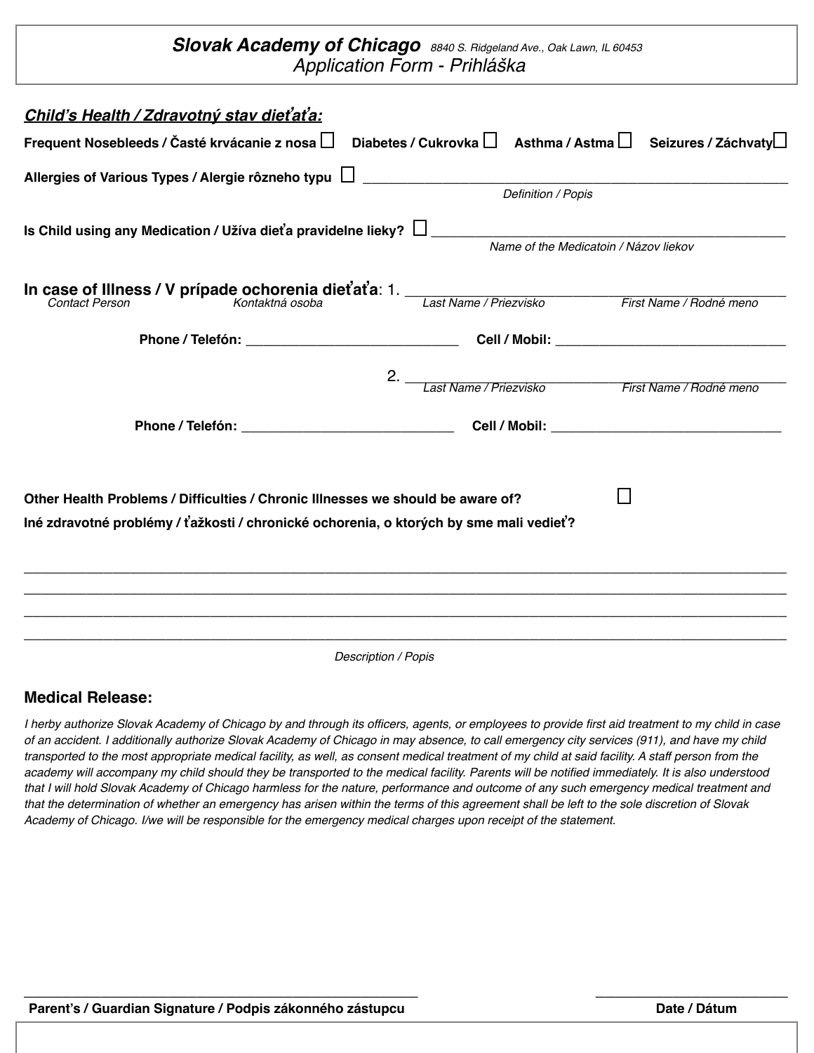# *Slovak Academy of Chicago* *8840 S. Ridgeland Ave., Oak Lawn, IL 60453*

*Application Form - Prihláška*

## ***Child's Health / Zdravotný stav dieťaťa:***

**Frequent Nosebleeds / Časté krvácanie z nosa** ☐ **Diabetes / Cukrovka** ☐ **Asthma / Astma** ☐ **Seizures / Záchvaty** ☐

**Allergies of Various Types / Alergie rôzneho typu** ☐ ______________________________________________

*Definition / Popis*

**Is Child using any Medication / Užíva dieťa pravidelne lieky?** ☐ ______________________________________________

*Name of the Medicatoin / Názov liekov*

**In case of Illness / V prípade ochorenia dieťaťa**: 1. ______________________________________________

*Contact Person* *Kontaktná osoba* *Last Name / Priezvisko* *First Name / Rodné meno*

**Phone / Telefón:** ____________________________ **Cell / Mobil:** ______________________________

2. ______________________________________________

*Last Name / Priezvisko* *First Name / Rodné meno*

**Phone / Telefón:** ____________________________ **Cell / Mobil:** ______________________________

**Other Health Problems / Difficulties / Chronic Illnesses we should be aware of?** ☐

**Iné zdravotné problémy / ťažkosti / chronické ochorenia, o ktorých by sme mali vedieť?**

______________________________________________________________________________________________

______________________________________________________________________________________________

______________________________________________________________________________________________

______________________________________________________________________________________________

*Description / Popis*

### Medical Release:

*I herby authorize Slovak Academy of Chicago by and through its officers, agents, or employees to provide first aid treatment to my child in case of an accident. I additionally authorize Slovak Academy of Chicago in may absence, to call emergency city services (911), and have my child transported to the most appropriate medical facility, as well, as consent medical treatment of my child at said facility. A staff person from the academy will accompany my child should they be transported to the medical facility. Parents will be notified immediately. It is also understood that I will hold Slovak Academy of Chicago harmless for the nature, performance and outcome of any such emergency medical treatment and that the determination of whether an emergency has arisen within the terms of this agreement shall be left to the sole discretion of Slovak Academy of Chicago. I/we will be responsible for the emergency medical charges upon receipt of the statement.*

_______________________________________________ _______________________

**Parent's / Guardian Signature / Podpis zákonného zástupcu** **Date / Dátum**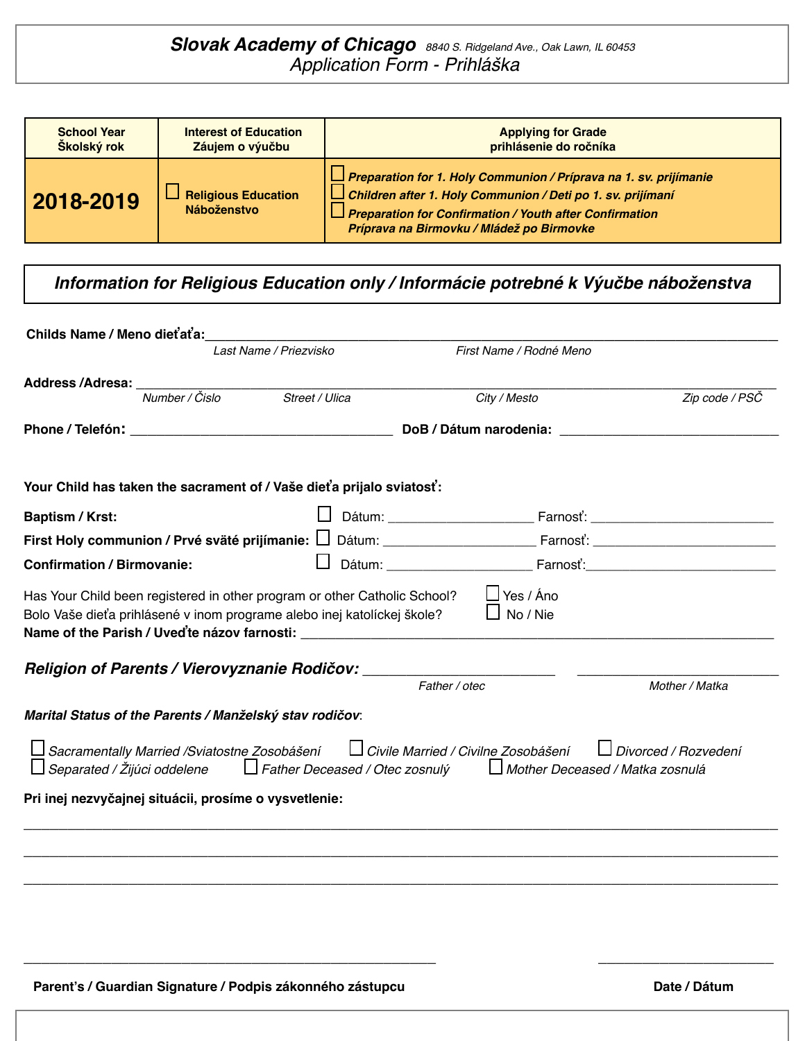# Slovak Academy of Chicago

8840 S. Ridgeland Ave., Oak Lawn, IL 60453

## Application Form - Prihláška

| School Year<br>Školský rok | Interest of Education<br>Záujem o výučbu | Applying for Grade<br>prihlásenie do ročníka |
|---|---|---|
| **2018-2019** | ☐ Religious Education<br>Náboženstvo | ☐ *Preparation for 1. Holy Communion / Príprava na 1. sv. prijímanie*<br>☐ *Children after 1. Holy Communion / Deti po 1. sv. prijímaní*<br>☐ *Preparation for Confirmation / Youth after Confirmation*<br>*Príprava na Birmovku / Mládež po Birmovke* |

## *Information for Religious Education only / Informácie potrebné k Výučbe náboženstva*

**Childs Name / Meno dieťaťa:** ______________________________________________

*Last Name / Priezvisko* *First Name / Rodné Meno*

**Address /Adresa:** ______________________________________________

*Number / Číslo* *Street / Ulica* *City / Mesto* *Zip code / PSČ*

**Phone / Telefón:** ____________________ **DoB / Dátum narodenia:** ____________________

**Your Child has taken the sacrament of / Vaše dieťa prijalo sviatosť:**

**Baptism / Krst:** ☐ Dátum: ____________ Farnosť: ____________

**First Holy communion / Prvé sväté prijímanie:** ☐ Dátum: ____________ Farnosť: ____________

**Confirmation / Birmovanie:** ☐ Dátum: ____________ Farnosť: ____________

Has Your Child been registered in other program or other Catholic School? ☐ Yes / Áno

Bolo Vaše dieťa prihlásené v inom programe alebo inej katolíckej škole? ☐ No / Nie

**Name of the Parish / Uveďte názov farnosti:** ______________________________________________

***Religion of Parents / Vierovyznanie Rodičov:*** ____________________ ____________________

*Father / otec* *Mother / Matka*

***Marital Status of the Parents / Manželský stav rodičov***:

☐ *Sacramentally Married /Sviatostne Zosobášení* ☐ *Civile Married / Civilne Zosobášení* ☐ *Divorced / Rozvedení*

☐ *Separated / Žijúci oddelene* ☐ *Father Deceased / Otec zosnulý* ☐ *Mother Deceased / Matka zosnulá*

**Pri inej nezvyčajnej situácii, prosíme o vysvetlenie:**

______________________________________________

______________________________________________

______________________________________________

______________________________________________ ____________________

**Parent's / Guardian Signature / Podpis zákonného zástupcu** **Date / Dátum**